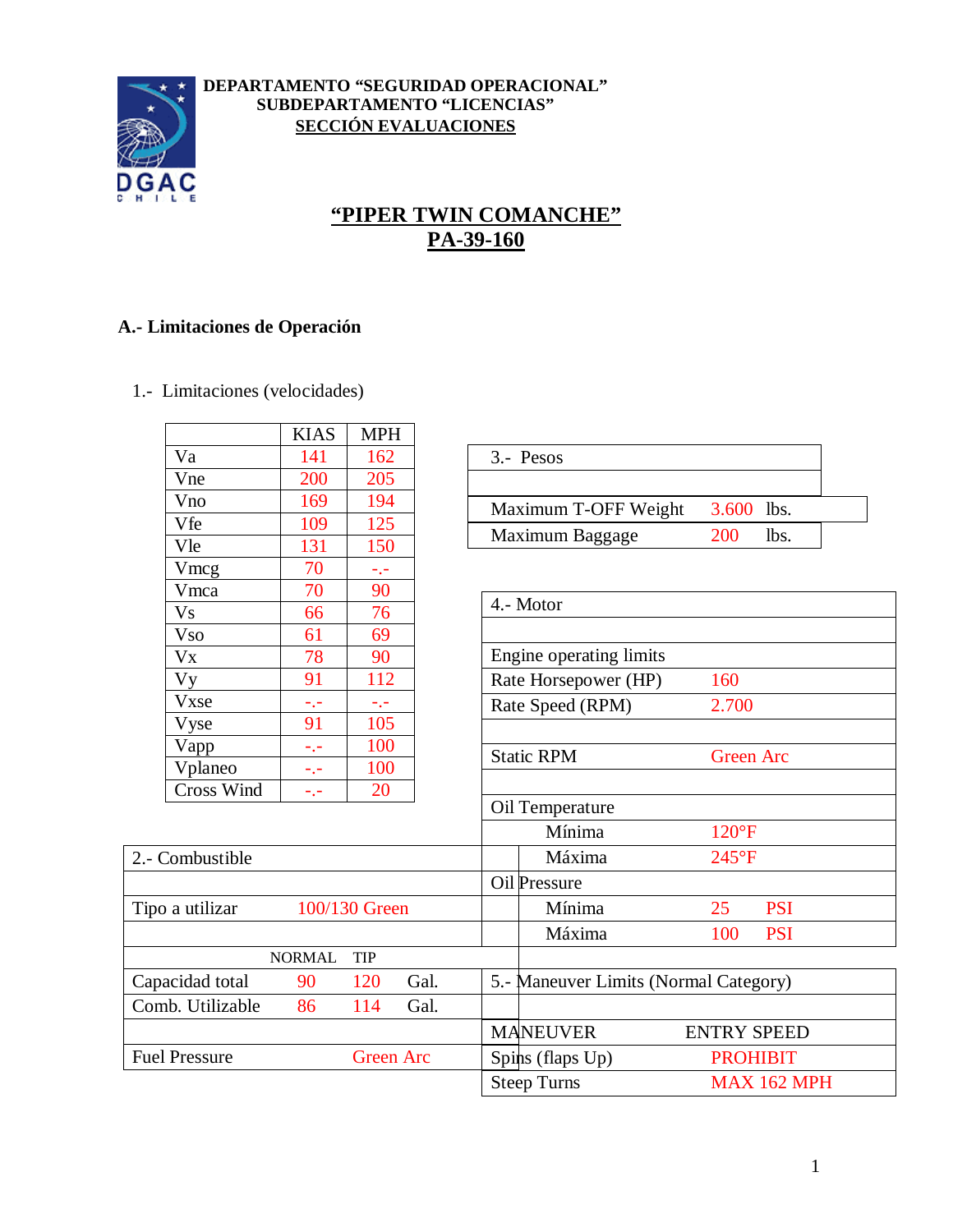**DEPARTAMENTO "SEGURIDAD OPERACIONAL"**
**SUBDEPARTAMENTO "LICENCIAS"**
**SECCIÓN EVALUACIONES**

# "PIPER TWIN COMANCHE" PA-39-160

## A.- Limitaciones de Operación

### 1.- Limitaciones (velocidades)

| | KIAS | MPH |
|---|---|---|
| Va | 141 | 162 |
| Vne | 200 | 205 |
| Vno | 169 | 194 |
| Vfe | 109 | 125 |
| Vle | 131 | 150 |
| Vmcg | 70 | -.- |
| Vmca | 70 | 90 |
| Vs | 66 | 76 |
| Vso | 61 | 69 |
| Vx | 78 | 90 |
| Vy | 91 | 112 |
| Vxse | -.- | -.- |
| Vyse | 91 | 105 |
| Vapp | -.- | 100 |
| Vplaneo | -.- | 100 |
| Cross Wind | -.- | 20 |

### 2.- Combustible

| | | | |
|---|---|---|---|
| Tipo a utilizar | 100/130 Green | | |
| | NORMAL | TIP | |
| Capacidad total | 90 | 120 | Gal. |
| Comb. Utilizable | 86 | 114 | Gal. |
| Fuel Pressure | Green Arc | | |

### 3.- Pesos

| | | |
|---|---|---|
| Maximum T-OFF Weight | 3.600 | lbs. |
| Maximum Baggage | 200 | lbs. |

### 4.- Motor

| | | |
|---|---|---|
| Engine operating limits | | |
| Rate Horsepower (HP) | 160 | |
| Rate Speed (RPM) | 2.700 | |
| Static RPM | Green Arc | |
| Oil Temperature | | |
| Mínima | 120°F | |
| Máxima | 245°F | |
| Oil Pressure | | |
| Mínima | 25 | PSI |
| Máxima | 100 | PSI |

### 5.- Maneuver Limits (Normal Category)

| MANEUVER | ENTRY SPEED |
|---|---|
| Spins (flaps Up) | PROHIBIT |
| Steep Turns | MAX 162 MPH |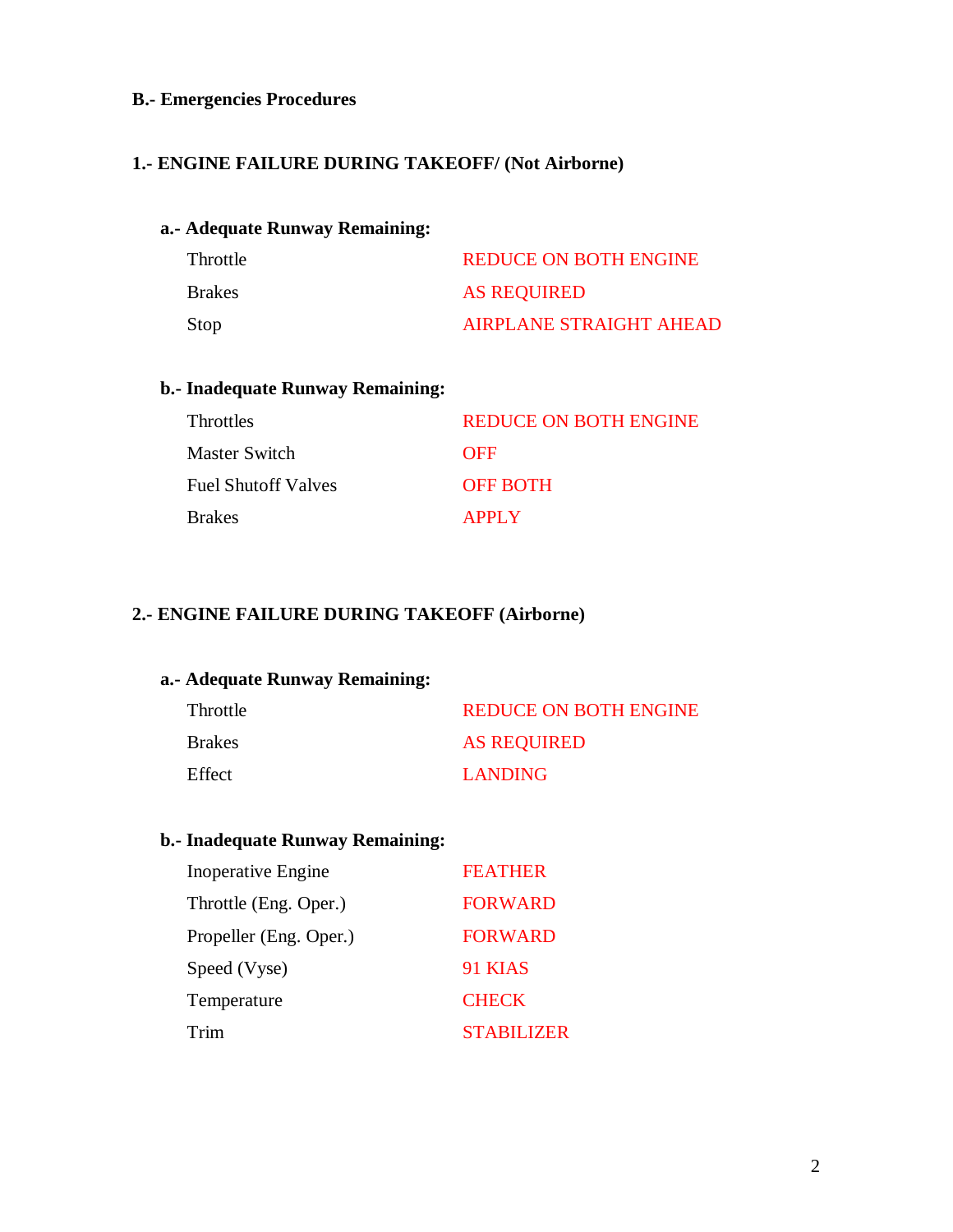**B.- Emergencies Procedures**

**1.- ENGINE FAILURE DURING TAKEOFF/ (Not Airborne)**

**a.- Adequate Runway Remaining:**

| | |
|---|---|
| Throttle | REDUCE ON BOTH ENGINE |
| Brakes | AS REQUIRED |
| Stop | AIRPLANE STRAIGHT AHEAD |

**b.- Inadequate Runway Remaining:**

| | |
|---|---|
| Throttles | REDUCE ON BOTH ENGINE |
| Master Switch | OFF |
| Fuel Shutoff Valves | OFF BOTH |
| Brakes | APPLY |

**2.- ENGINE FAILURE DURING TAKEOFF (Airborne)**

**a.- Adequate Runway Remaining:**

| | |
|---|---|
| Throttle | REDUCE ON BOTH ENGINE |
| Brakes | AS REQUIRED |
| Effect | LANDING |

**b.- Inadequate Runway Remaining:**

| | |
|---|---|
| Inoperative Engine | FEATHER |
| Throttle (Eng. Oper.) | FORWARD |
| Propeller (Eng. Oper.) | FORWARD |
| Speed (Vyse) | 91 KIAS |
| Temperature | CHECK |
| Trim | STABILIZER |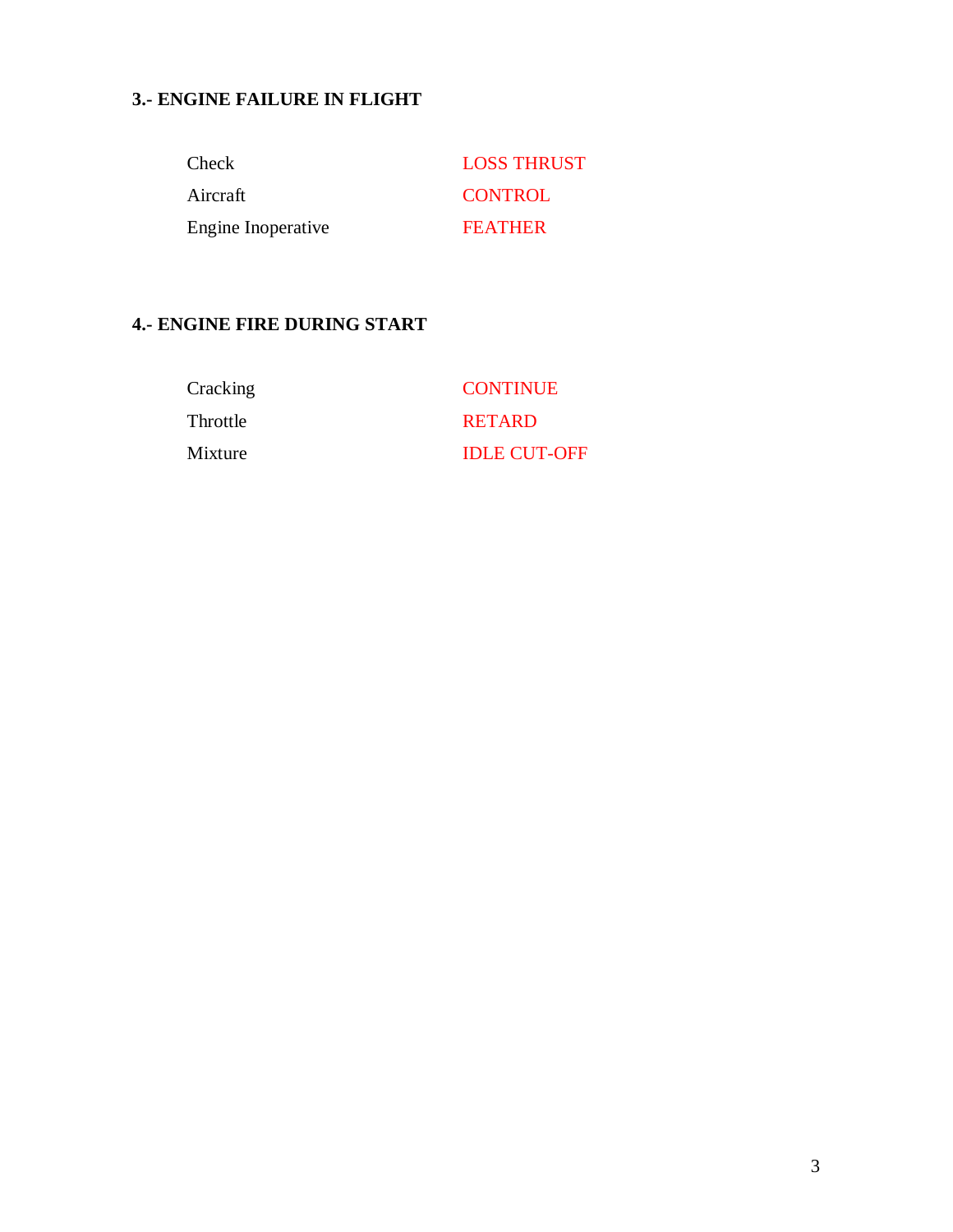### 3.- ENGINE FAILURE IN FLIGHT

| | |
|---|---|
| Check | LOSS THRUST |
| Aircraft | CONTROL |
| Engine Inoperative | FEATHER |

### 4.- ENGINE FIRE DURING START

| | |
|---|---|
| Cracking | CONTINUE |
| Throttle | RETARD |
| Mixture | IDLE CUT-OFF |